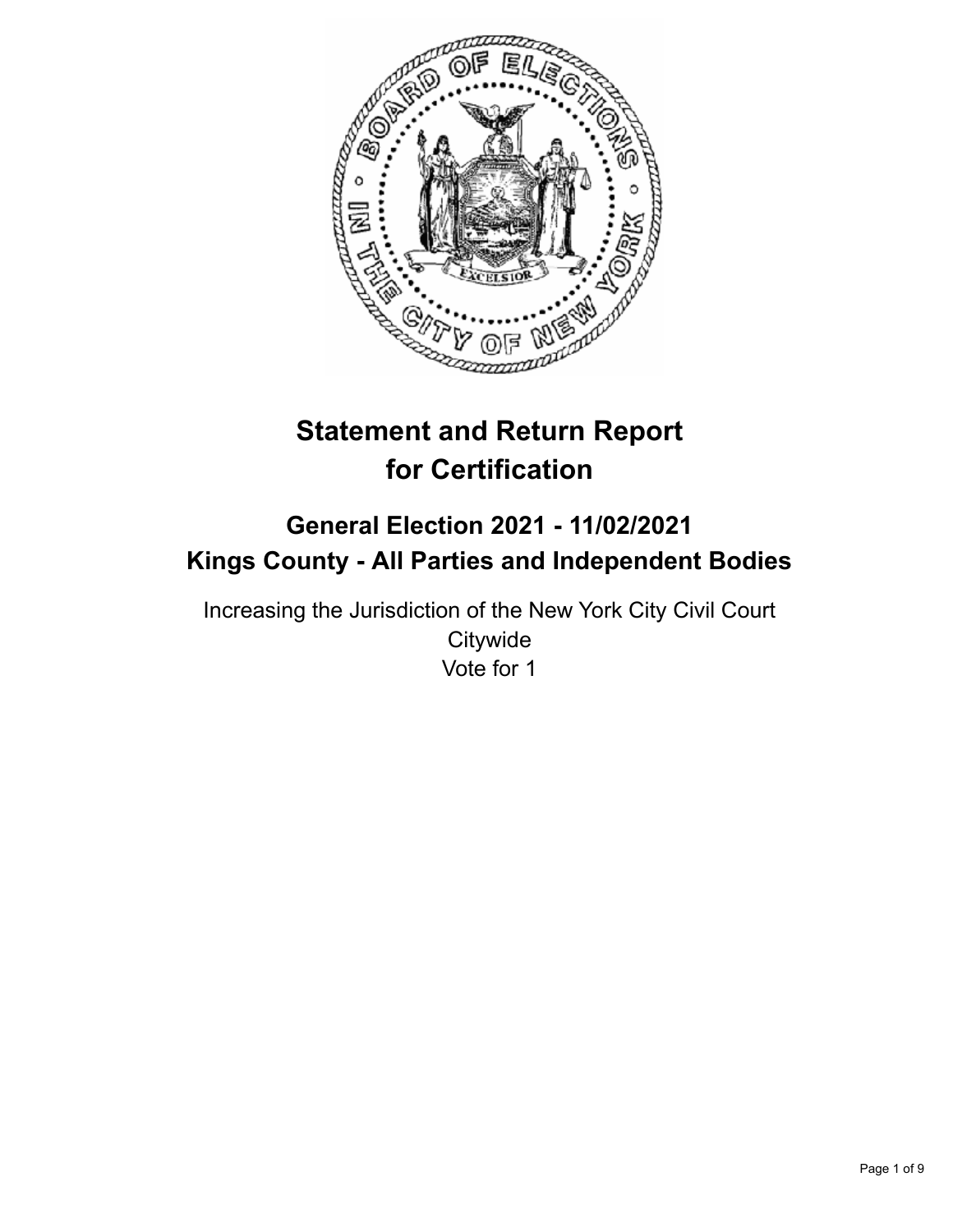# Statement and Return Report for Certification

## General Election 2021 - 11/02/2021
## Kings County - All Parties and Independent Bodies

Increasing the Jurisdiction of the New York City Civil Court
Citywide
Vote for 1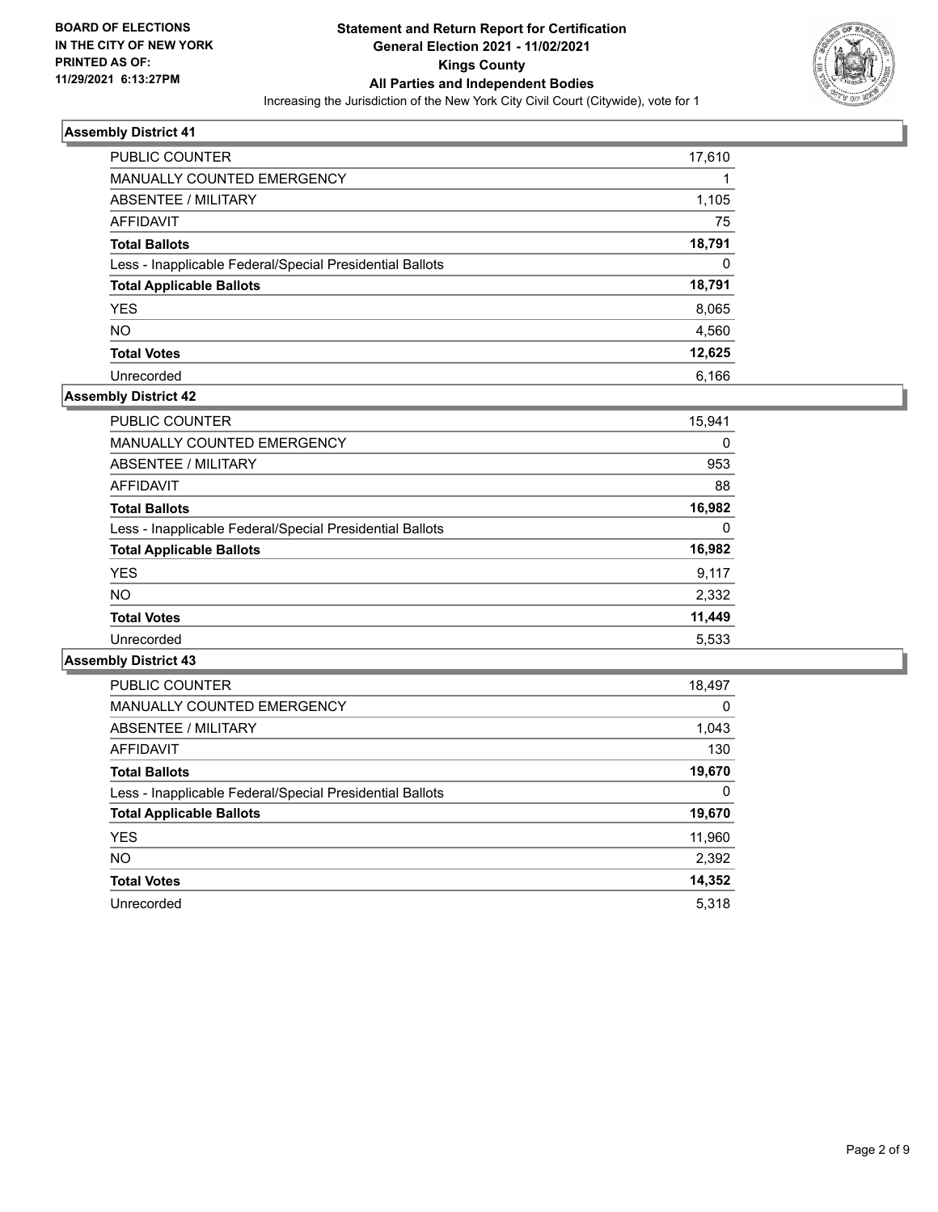**BOARD OF ELECTIONS IN THE CITY OF NEW YORK PRINTED AS OF: 11/29/2021 6:13:27PM**

# Statement and Return Report for Certification
## General Election 2021 - 11/02/2021
## Kings County
## All Parties and Independent Bodies
Increasing the Jurisdiction of the New York City Civil Court (Citywide), vote for 1

### Assembly District 41

| | |
|---|---|
| PUBLIC COUNTER | 17,610 |
| MANUALLY COUNTED EMERGENCY | 1 |
| ABSENTEE / MILITARY | 1,105 |
| AFFIDAVIT | 75 |
| **Total Ballots** | **18,791** |
| Less - Inapplicable Federal/Special Presidential Ballots | 0 |
| **Total Applicable Ballots** | **18,791** |
| YES | 8,065 |
| NO | 4,560 |
| **Total Votes** | **12,625** |
| Unrecorded | 6,166 |

### Assembly District 42

| | |
|---|---|
| PUBLIC COUNTER | 15,941 |
| MANUALLY COUNTED EMERGENCY | 0 |
| ABSENTEE / MILITARY | 953 |
| AFFIDAVIT | 88 |
| **Total Ballots** | **16,982** |
| Less - Inapplicable Federal/Special Presidential Ballots | 0 |
| **Total Applicable Ballots** | **16,982** |
| YES | 9,117 |
| NO | 2,332 |
| **Total Votes** | **11,449** |
| Unrecorded | 5,533 |

### Assembly District 43

| | |
|---|---|
| PUBLIC COUNTER | 18,497 |
| MANUALLY COUNTED EMERGENCY | 0 |
| ABSENTEE / MILITARY | 1,043 |
| AFFIDAVIT | 130 |
| **Total Ballots** | **19,670** |
| Less - Inapplicable Federal/Special Presidential Ballots | 0 |
| **Total Applicable Ballots** | **19,670** |
| YES | 11,960 |
| NO | 2,392 |
| **Total Votes** | **14,352** |
| Unrecorded | 5,318 |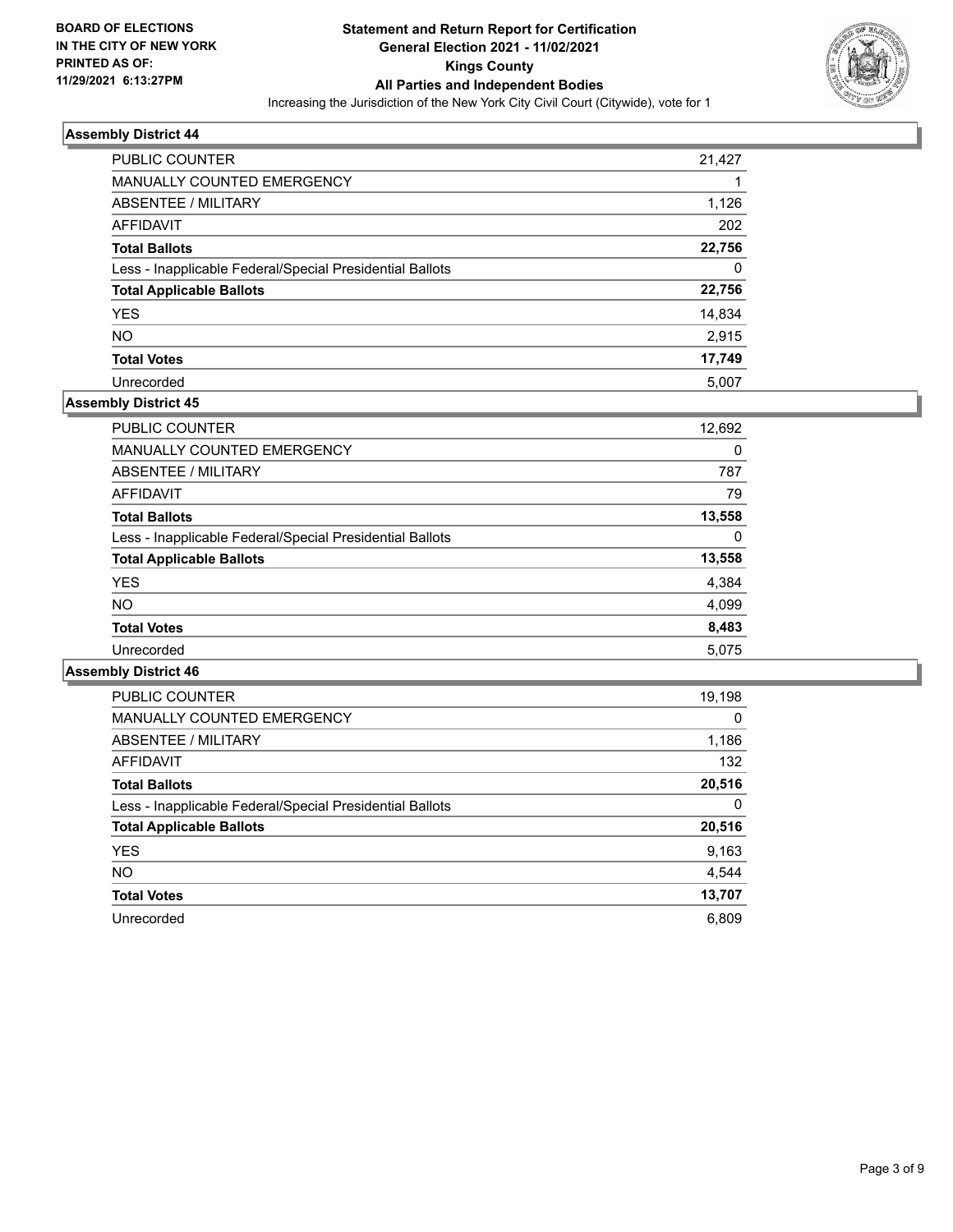BOARD OF ELECTIONS
IN THE CITY OF NEW YORK
PRINTED AS OF:
11/29/2021 6:13:27PM

**Statement and Return Report for Certification**
**General Election 2021 - 11/02/2021**
**Kings County**
**All Parties and Independent Bodies**
Increasing the Jurisdiction of the New York City Civil Court (Citywide), vote for 1

### Assembly District 44

| | |
|---|---|
| PUBLIC COUNTER | 21,427 |
| MANUALLY COUNTED EMERGENCY | 1 |
| ABSENTEE / MILITARY | 1,126 |
| AFFIDAVIT | 202 |
| **Total Ballots** | **22,756** |
| Less - Inapplicable Federal/Special Presidential Ballots | 0 |
| **Total Applicable Ballots** | **22,756** |
| YES | 14,834 |
| NO | 2,915 |
| **Total Votes** | **17,749** |
| Unrecorded | 5,007 |

### Assembly District 45

| | |
|---|---|
| PUBLIC COUNTER | 12,692 |
| MANUALLY COUNTED EMERGENCY | 0 |
| ABSENTEE / MILITARY | 787 |
| AFFIDAVIT | 79 |
| **Total Ballots** | **13,558** |
| Less - Inapplicable Federal/Special Presidential Ballots | 0 |
| **Total Applicable Ballots** | **13,558** |
| YES | 4,384 |
| NO | 4,099 |
| **Total Votes** | **8,483** |
| Unrecorded | 5,075 |

### Assembly District 46

| | |
|---|---|
| PUBLIC COUNTER | 19,198 |
| MANUALLY COUNTED EMERGENCY | 0 |
| ABSENTEE / MILITARY | 1,186 |
| AFFIDAVIT | 132 |
| **Total Ballots** | **20,516** |
| Less - Inapplicable Federal/Special Presidential Ballots | 0 |
| **Total Applicable Ballots** | **20,516** |
| YES | 9,163 |
| NO | 4,544 |
| **Total Votes** | **13,707** |
| Unrecorded | 6,809 |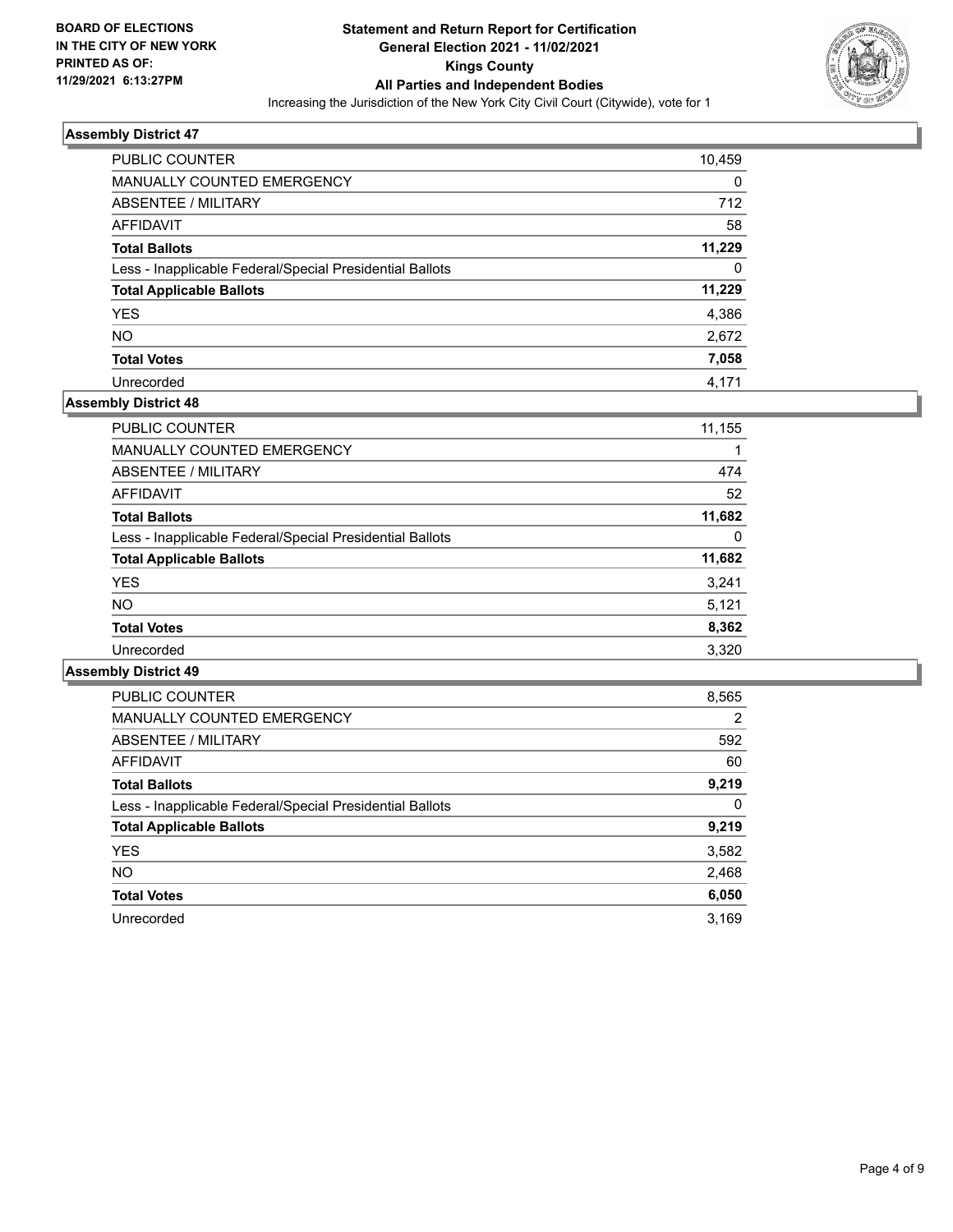**BOARD OF ELECTIONS IN THE CITY OF NEW YORK PRINTED AS OF: 11/29/2021 6:13:27PM**

# Statement and Return Report for Certification
## General Election 2021 - 11/02/2021
## Kings County
## All Parties and Independent Bodies

Increasing the Jurisdiction of the New York City Civil Court (Citywide), vote for 1

### Assembly District 47

| | |
|---|---|
| PUBLIC COUNTER | 10,459 |
| MANUALLY COUNTED EMERGENCY | 0 |
| ABSENTEE / MILITARY | 712 |
| AFFIDAVIT | 58 |
| **Total Ballots** | **11,229** |
| Less - Inapplicable Federal/Special Presidential Ballots | 0 |
| **Total Applicable Ballots** | **11,229** |
| YES | 4,386 |
| NO | 2,672 |
| **Total Votes** | **7,058** |
| Unrecorded | 4,171 |

### Assembly District 48

| | |
|---|---|
| PUBLIC COUNTER | 11,155 |
| MANUALLY COUNTED EMERGENCY | 1 |
| ABSENTEE / MILITARY | 474 |
| AFFIDAVIT | 52 |
| **Total Ballots** | **11,682** |
| Less - Inapplicable Federal/Special Presidential Ballots | 0 |
| **Total Applicable Ballots** | **11,682** |
| YES | 3,241 |
| NO | 5,121 |
| **Total Votes** | **8,362** |
| Unrecorded | 3,320 |

### Assembly District 49

| | |
|---|---|
| PUBLIC COUNTER | 8,565 |
| MANUALLY COUNTED EMERGENCY | 2 |
| ABSENTEE / MILITARY | 592 |
| AFFIDAVIT | 60 |
| **Total Ballots** | **9,219** |
| Less - Inapplicable Federal/Special Presidential Ballots | 0 |
| **Total Applicable Ballots** | **9,219** |
| YES | 3,582 |
| NO | 2,468 |
| **Total Votes** | **6,050** |
| Unrecorded | 3,169 |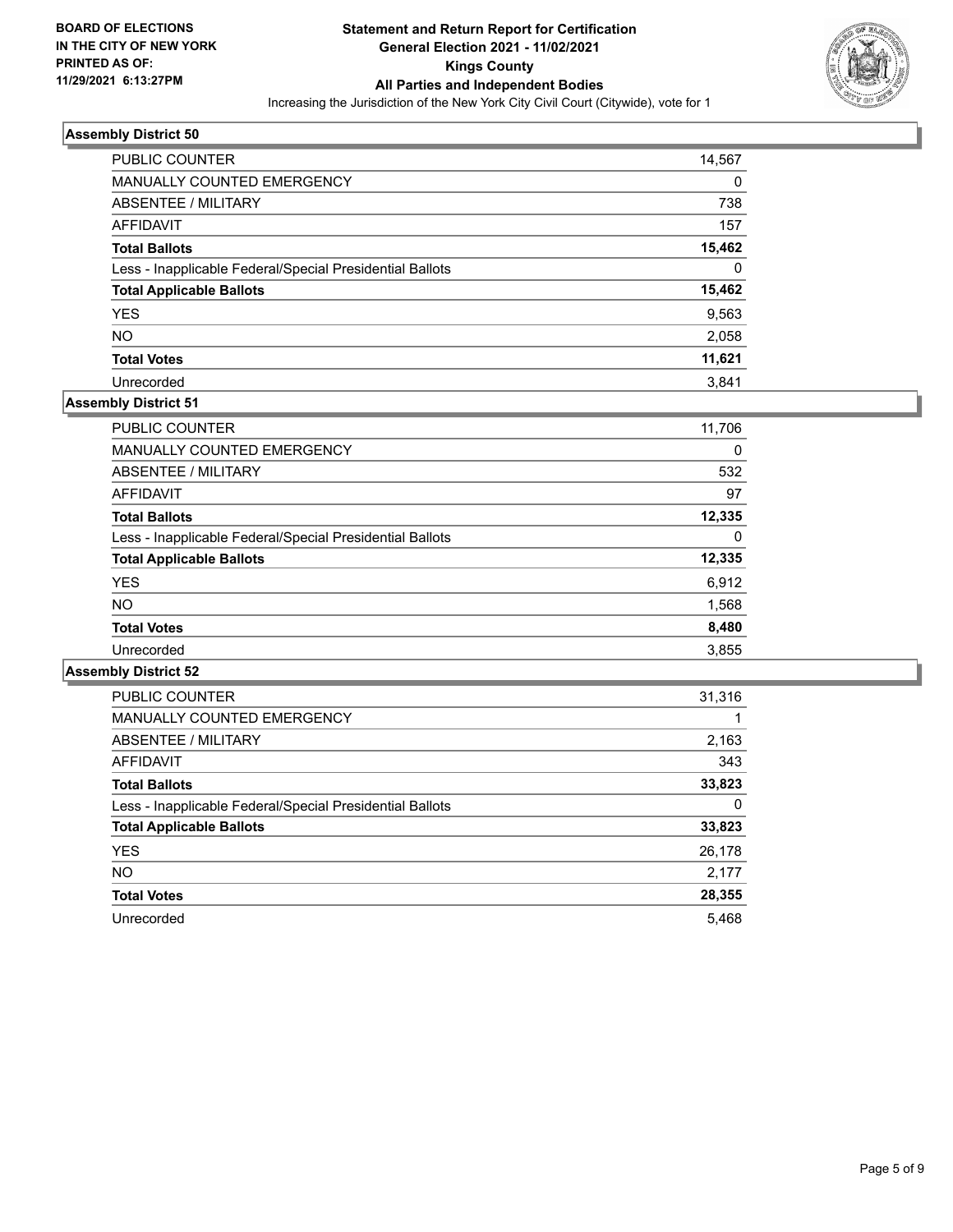**BOARD OF ELECTIONS IN THE CITY OF NEW YORK PRINTED AS OF: 11/29/2021 6:13:27PM**

# Statement and Return Report for Certification
## General Election 2021 - 11/02/2021
## Kings County
## All Parties and Independent Bodies

Increasing the Jurisdiction of the New York City Civil Court (Citywide), vote for 1

### Assembly District 50

| | |
|---|---|
| PUBLIC COUNTER | 14,567 |
| MANUALLY COUNTED EMERGENCY | 0 |
| ABSENTEE / MILITARY | 738 |
| AFFIDAVIT | 157 |
| **Total Ballots** | **15,462** |
| Less - Inapplicable Federal/Special Presidential Ballots | 0 |
| **Total Applicable Ballots** | **15,462** |
| YES | 9,563 |
| NO | 2,058 |
| **Total Votes** | **11,621** |
| Unrecorded | 3,841 |

### Assembly District 51

| | |
|---|---|
| PUBLIC COUNTER | 11,706 |
| MANUALLY COUNTED EMERGENCY | 0 |
| ABSENTEE / MILITARY | 532 |
| AFFIDAVIT | 97 |
| **Total Ballots** | **12,335** |
| Less - Inapplicable Federal/Special Presidential Ballots | 0 |
| **Total Applicable Ballots** | **12,335** |
| YES | 6,912 |
| NO | 1,568 |
| **Total Votes** | **8,480** |
| Unrecorded | 3,855 |

### Assembly District 52

| | |
|---|---|
| PUBLIC COUNTER | 31,316 |
| MANUALLY COUNTED EMERGENCY | 1 |
| ABSENTEE / MILITARY | 2,163 |
| AFFIDAVIT | 343 |
| **Total Ballots** | **33,823** |
| Less - Inapplicable Federal/Special Presidential Ballots | 0 |
| **Total Applicable Ballots** | **33,823** |
| YES | 26,178 |
| NO | 2,177 |
| **Total Votes** | **28,355** |
| Unrecorded | 5,468 |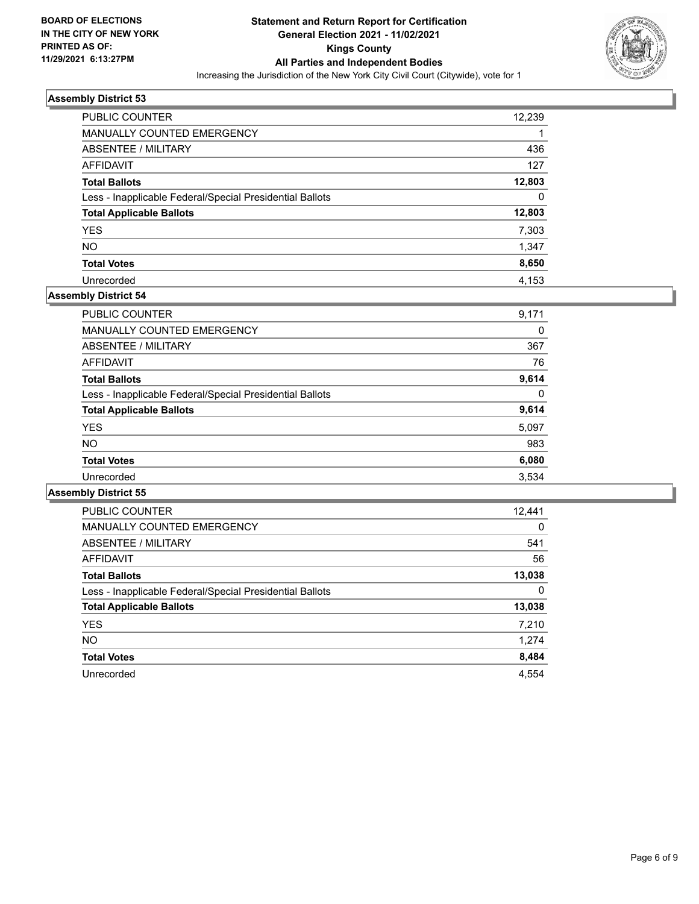**BOARD OF ELECTIONS IN THE CITY OF NEW YORK PRINTED AS OF: 11/29/2021 6:13:27PM**

**Statement and Return Report for Certification General Election 2021 - 11/02/2021 Kings County All Parties and Independent Bodies**

Increasing the Jurisdiction of the New York City Civil Court (Citywide), vote for 1

### Assembly District 53

| | |
|---|---|
| PUBLIC COUNTER | 12,239 |
| MANUALLY COUNTED EMERGENCY | 1 |
| ABSENTEE / MILITARY | 436 |
| AFFIDAVIT | 127 |
| **Total Ballots** | **12,803** |
| Less - Inapplicable Federal/Special Presidential Ballots | 0 |
| **Total Applicable Ballots** | **12,803** |
| YES | 7,303 |
| NO | 1,347 |
| **Total Votes** | **8,650** |
| Unrecorded | 4,153 |

### Assembly District 54

| | |
|---|---|
| PUBLIC COUNTER | 9,171 |
| MANUALLY COUNTED EMERGENCY | 0 |
| ABSENTEE / MILITARY | 367 |
| AFFIDAVIT | 76 |
| **Total Ballots** | **9,614** |
| Less - Inapplicable Federal/Special Presidential Ballots | 0 |
| **Total Applicable Ballots** | **9,614** |
| YES | 5,097 |
| NO | 983 |
| **Total Votes** | **6,080** |
| Unrecorded | 3,534 |

### Assembly District 55

| | |
|---|---|
| PUBLIC COUNTER | 12,441 |
| MANUALLY COUNTED EMERGENCY | 0 |
| ABSENTEE / MILITARY | 541 |
| AFFIDAVIT | 56 |
| **Total Ballots** | **13,038** |
| Less - Inapplicable Federal/Special Presidential Ballots | 0 |
| **Total Applicable Ballots** | **13,038** |
| YES | 7,210 |
| NO | 1,274 |
| **Total Votes** | **8,484** |
| Unrecorded | 4,554 |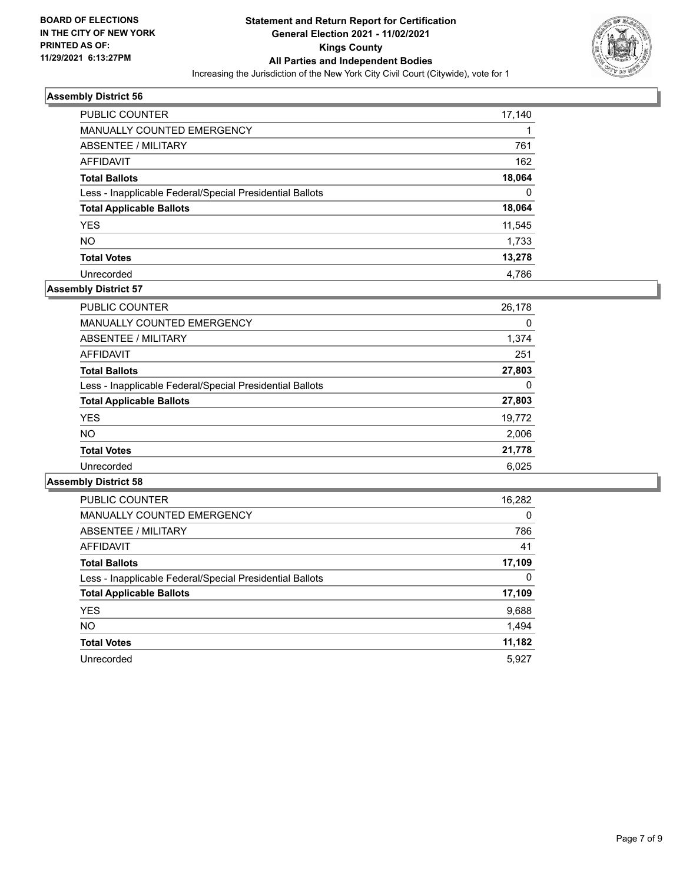**BOARD OF ELECTIONS IN THE CITY OF NEW YORK PRINTED AS OF: 11/29/2021 6:13:27PM**

**Statement and Return Report for Certification General Election 2021 - 11/02/2021 Kings County All Parties and Independent Bodies**

Increasing the Jurisdiction of the New York City Civil Court (Citywide), vote for 1

### Assembly District 56

| | |
|---|---|
| PUBLIC COUNTER | 17,140 |
| MANUALLY COUNTED EMERGENCY | 1 |
| ABSENTEE / MILITARY | 761 |
| AFFIDAVIT | 162 |
| **Total Ballots** | **18,064** |
| Less - Inapplicable Federal/Special Presidential Ballots | 0 |
| **Total Applicable Ballots** | **18,064** |
| YES | 11,545 |
| NO | 1,733 |
| **Total Votes** | **13,278** |
| Unrecorded | 4,786 |

### Assembly District 57

| | |
|---|---|
| PUBLIC COUNTER | 26,178 |
| MANUALLY COUNTED EMERGENCY | 0 |
| ABSENTEE / MILITARY | 1,374 |
| AFFIDAVIT | 251 |
| **Total Ballots** | **27,803** |
| Less - Inapplicable Federal/Special Presidential Ballots | 0 |
| **Total Applicable Ballots** | **27,803** |
| YES | 19,772 |
| NO | 2,006 |
| **Total Votes** | **21,778** |
| Unrecorded | 6,025 |

### Assembly District 58

| | |
|---|---|
| PUBLIC COUNTER | 16,282 |
| MANUALLY COUNTED EMERGENCY | 0 |
| ABSENTEE / MILITARY | 786 |
| AFFIDAVIT | 41 |
| **Total Ballots** | **17,109** |
| Less - Inapplicable Federal/Special Presidential Ballots | 0 |
| **Total Applicable Ballots** | **17,109** |
| YES | 9,688 |
| NO | 1,494 |
| **Total Votes** | **11,182** |
| Unrecorded | 5,927 |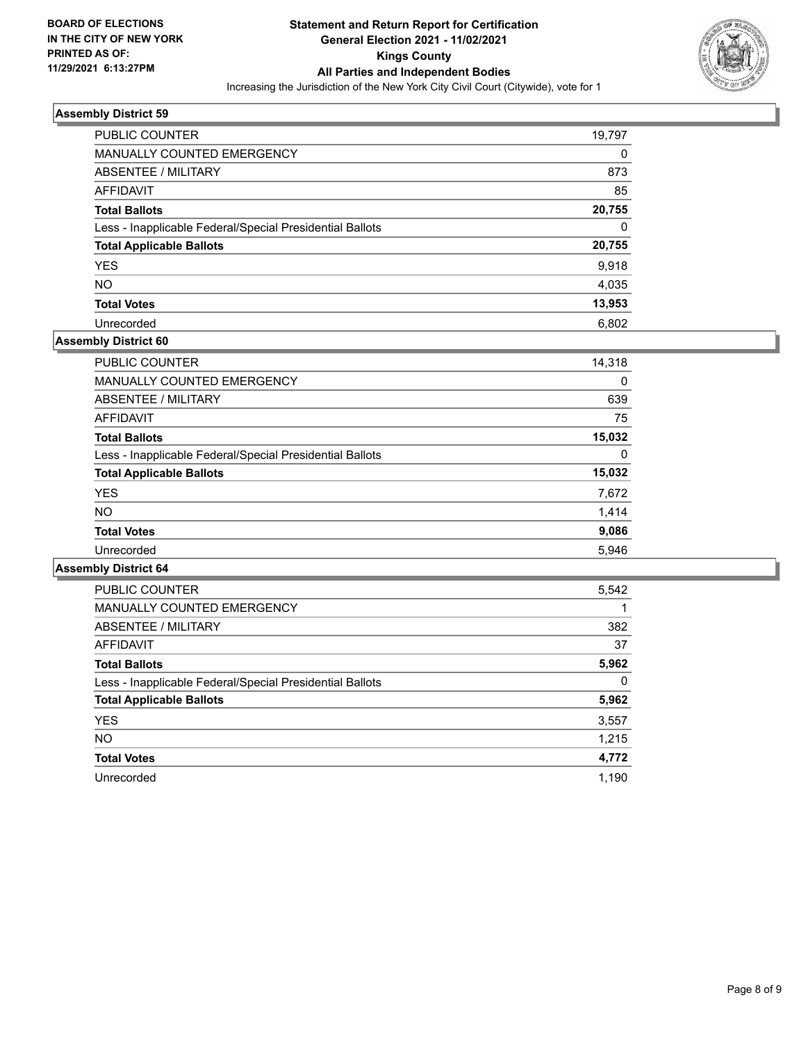BOARD OF ELECTIONS
IN THE CITY OF NEW YORK
PRINTED AS OF:
11/29/2021 6:13:27PM

**Statement and Return Report for Certification**
**General Election 2021 - 11/02/2021**
**Kings County**
**All Parties and Independent Bodies**
Increasing the Jurisdiction of the New York City Civil Court (Citywide), vote for 1

### Assembly District 59

| | |
|---|---|
| PUBLIC COUNTER | 19,797 |
| MANUALLY COUNTED EMERGENCY | 0 |
| ABSENTEE / MILITARY | 873 |
| AFFIDAVIT | 85 |
| **Total Ballots** | **20,755** |
| Less - Inapplicable Federal/Special Presidential Ballots | 0 |
| **Total Applicable Ballots** | **20,755** |
| YES | 9,918 |
| NO | 4,035 |
| **Total Votes** | **13,953** |
| Unrecorded | 6,802 |

### Assembly District 60

| | |
|---|---|
| PUBLIC COUNTER | 14,318 |
| MANUALLY COUNTED EMERGENCY | 0 |
| ABSENTEE / MILITARY | 639 |
| AFFIDAVIT | 75 |
| **Total Ballots** | **15,032** |
| Less - Inapplicable Federal/Special Presidential Ballots | 0 |
| **Total Applicable Ballots** | **15,032** |
| YES | 7,672 |
| NO | 1,414 |
| **Total Votes** | **9,086** |
| Unrecorded | 5,946 |

### Assembly District 64

| | |
|---|---|
| PUBLIC COUNTER | 5,542 |
| MANUALLY COUNTED EMERGENCY | 1 |
| ABSENTEE / MILITARY | 382 |
| AFFIDAVIT | 37 |
| **Total Ballots** | **5,962** |
| Less - Inapplicable Federal/Special Presidential Ballots | 0 |
| **Total Applicable Ballots** | **5,962** |
| YES | 3,557 |
| NO | 1,215 |
| **Total Votes** | **4,772** |
| Unrecorded | 1,190 |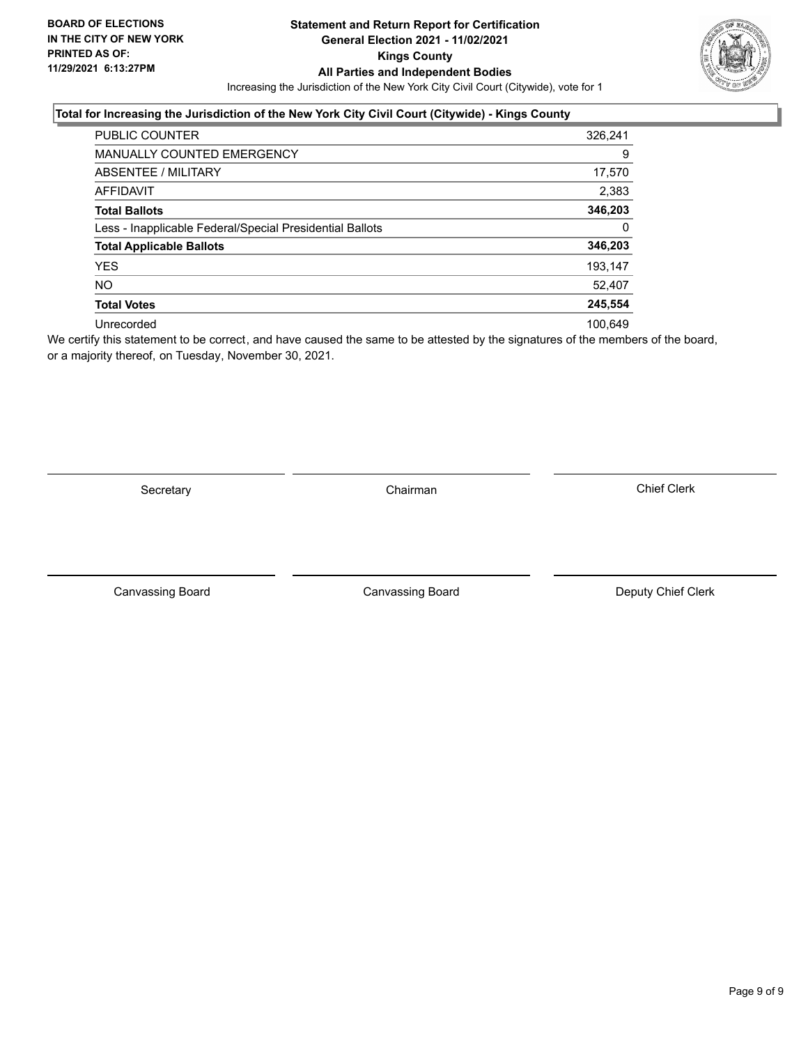**BOARD OF ELECTIONS IN THE CITY OF NEW YORK PRINTED AS OF: 11/29/2021 6:13:27PM**

**Statement and Return Report for Certification General Election 2021 - 11/02/2021 Kings County All Parties and Independent Bodies**

Increasing the Jurisdiction of the New York City Civil Court (Citywide), vote for 1

### Total for Increasing the Jurisdiction of the New York City Civil Court (Citywide) - Kings County

| | |
|---|---|
| PUBLIC COUNTER | 326,241 |
| MANUALLY COUNTED EMERGENCY | 9 |
| ABSENTEE / MILITARY | 17,570 |
| AFFIDAVIT | 2,383 |
| **Total Ballots** | **346,203** |
| Less - Inapplicable Federal/Special Presidential Ballots | 0 |
| **Total Applicable Ballots** | **346,203** |
| YES | 193,147 |
| NO | 52,407 |
| **Total Votes** | **245,554** |
| Unrecorded | 100,649 |

We certify this statement to be correct, and have caused the same to be attested by the signatures of the members of the board, or a majority thereof, on Tuesday, November 30, 2021.

Secretary

Chairman

Chief Clerk

Canvassing Board

Canvassing Board

Deputy Chief Clerk